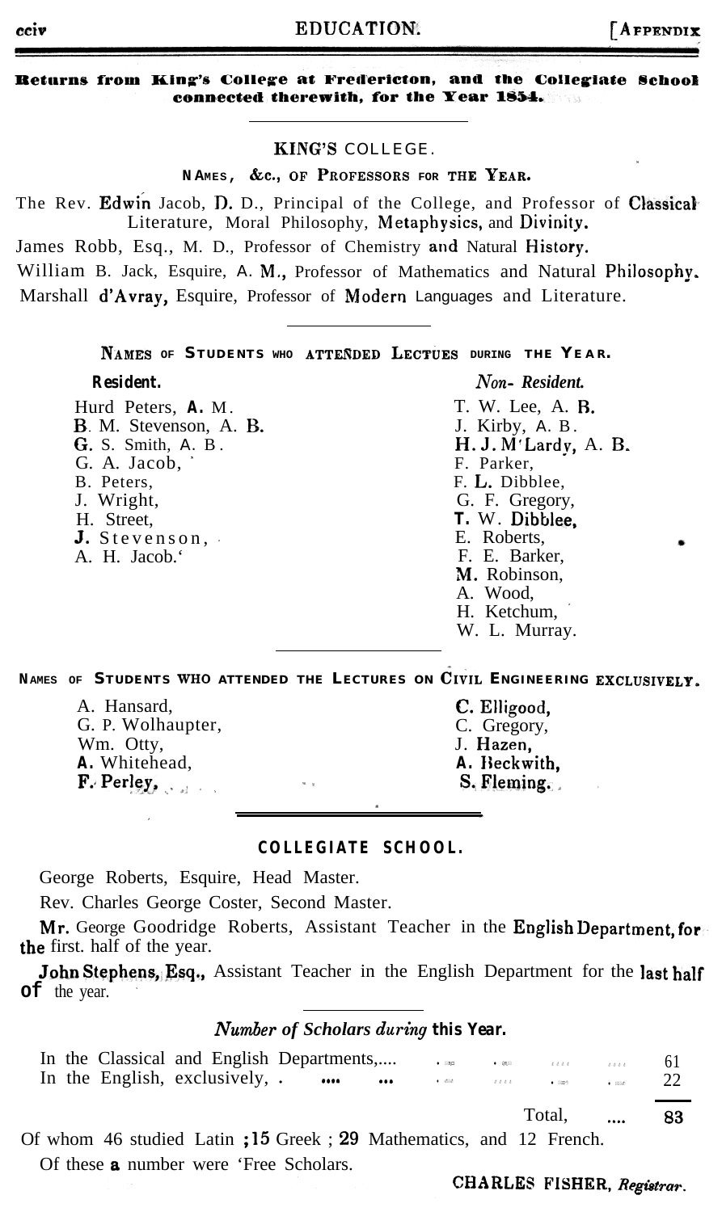## Returns from King's College at Fredericton, and the Collegiate School connected therewith, for the Year 1854.

### KING'S COLLEGE.

#### NAMES, &c., OF PROFESSORS FOR THE YEAR.

The Rev. Edwin Jacob, D. D., Principal of the College, and Professor of Classical Literature, Moral Philosophy, Metaphysics, and Divinity.

James Robb, Esq., M. D., Professor of Chemistry and Natural History.

William B. Jack, Esquire, A. M., Professor of Mathematics and Natural Philosophy.

Marshall d'Avray, Esquire, Professor of Modern Languages and Literature.

#### NAMES OF STUDENTS WHO ATTENDED LECTURES DURING THE YEAR.

| Resident. | *Non-Resident.* |
|---|---|
| Hurd Peters, A. M. | T. W. Lee, A. B. |
| B. M. Stevenson, A. B. | J. Kirby, A. B. |
| G. S. Smith, A. B. | H. J. M'Lardy, A. B. |
| G. A. Jacob, | F. Parker, |
| B. Peters, | F. L. Dibblee, |
| J. Wright, | G. F. Gregory, |
| H. Street, | T. W. Dibblee, |
| J. Stevenson, | E. Roberts, |
| A. H. Jacob. | F. E. Barker, |
| | M. Robinson, |
| | A. Wood, |
| | H. Ketchum, |
| | W. L. Murray. |

#### NAMES OF STUDENTS WHO ATTENDED THE LECTURES ON CIVIL ENGINEERING EXCLUSIVELY.

| | |
|---|---|
| A. Hansard, | C. Elligood, |
| G. P. Wolhaupter, | C. Gregory, |
| Wm. Otty, | J. Hazen, |
| A. Whitehead, | A. Beckwith, |
| F. Perley, | S. Fleming. |

### COLLEGIATE SCHOOL.

George Roberts, Esquire, Head Master.

Rev. Charles George Coster, Second Master.

Mr. George Goodridge Roberts, Assistant Teacher in the English Department, for the first. half of the year.

John Stephens, Esq., Assistant Teacher in the English Department for the last half of the year.

#### *Number of Scholars during this Year.*

| | |
|---|---|
| In the Classical and English Departments,.... | 61 |
| In the English, exclusively, . .... ... | 22 |
| Total, .... | 83 |

Of whom 46 studied Latin ; 15 Greek ; 29 Mathematics, and 12 French.

Of these a number were 'Free Scholars.

CHARLES FISHER, *Registrar.*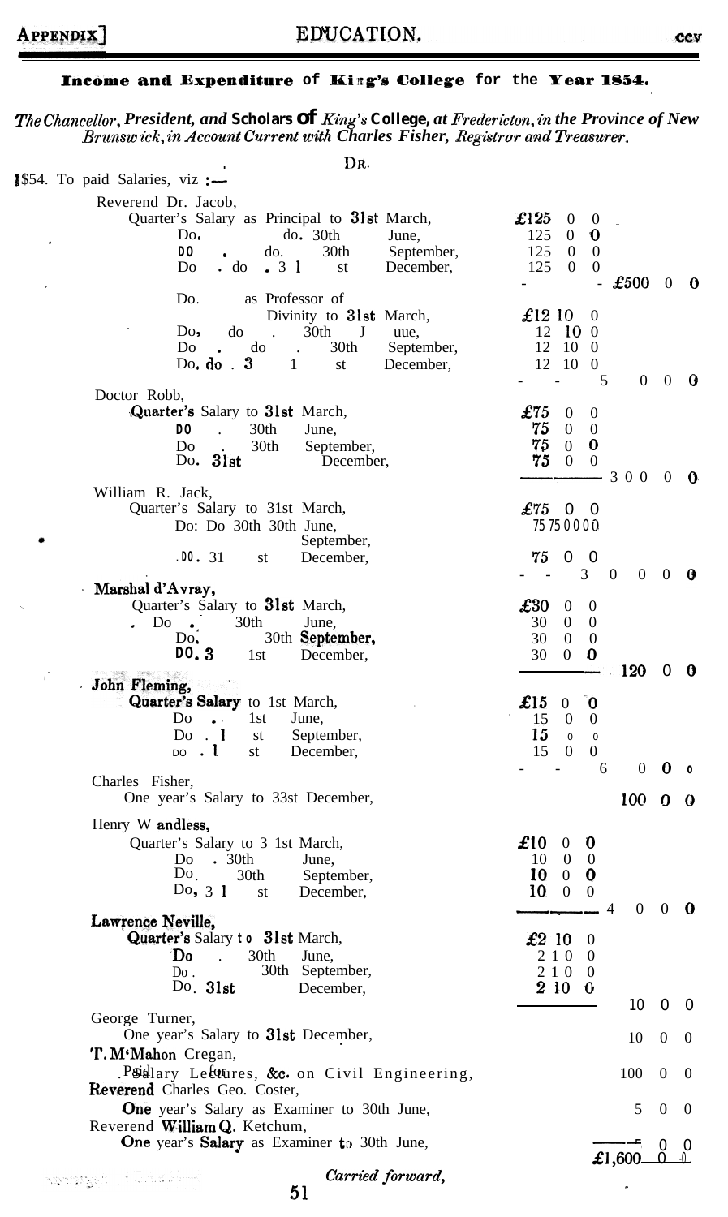## Income and Expenditure of King's College for the Year 1854.

*The Chancellor, President, and Scholars of King's College, at Fredericton, in the Province of New Brunswick, in Account Current with Charles Fisher, Registrar and Treasurer.*

**Dr.**

1854. To paid Salaries, viz :—

| | | |
|---|---|---|
| Reverend Dr. Jacob, | | |
| Quarter's Salary as Principal to 31st March, | £125 0 0 | |
| Do. do. 30th June, | 125 0 0 | |
| Do. do. 30th September, | 125 0 0 | |
| Do. do. 31st December, | 125 0 0 | |
| | | £500 0 0 |
| Do. as Professor of Divinity to 31st March, | £12 10 0 | |
| Do. do. 30th June, | 12 10 0 | |
| Do. do. 30th September, | 12 10 0 | |
| Do. do. 31st December, | 12 10 0 | |
| | | 50 0 0 |
| Doctor Robb, | | |
| Quarter's Salary to 31st March, | £75 0 0 | |
| Do. 30th June, | 75 0 0 | |
| Do. 30th September, | 75 0 0 | |
| Do. 31st December, | 75 0 0 | |
| | | 300 0 0 |
| William R. Jack, | | |
| Quarter's Salary to 31st March, | £75 0 0 | |
| Do. 30th June, | 75 0 0 | |
| Do. 30th September, | 75 0 0 | |
| Do. 31st December, | 75 0 0 | |
| | | 300 0 0 |
| Marshal d'Avray, | | |
| Quarter's Salary to 31st March, | £30 0 0 | |
| Do. 30th June, | 30 0 0 | |
| Do. 30th September, | 30 0 0 | |
| Do. 31st December, | 30 0 0 | |
| | | 120 0 0 |
| John Fleming, | | |
| Quarter's Salary to 1st March, | £15 0 0 | |
| Do. 1st June, | 15 0 0 | |
| Do. 1st September, | 15 0 0 | |
| Do. 1st December, | 15 0 0 | |
| | | 60 0 0 |
| Charles Fisher, | | |
| One year's Salary to 31st December, | | 100 0 0 |
| Henry Wandless, | | |
| Quarter's Salary to 31st March, | £10 0 0 | |
| Do. 30th June, | 10 0 0 | |
| Do. 30th September, | 10 0 0 | |
| Do. 31st December, | 10 0 0 | |
| | | 40 0 0 |
| Lawrence Neville, | | |
| Quarter's Salary to 31st March, | £2 10 0 | |
| Do. 30th June, | 2 10 0 | |
| Do. 30th September, | 2 10 0 | |
| Do. 31st December, | 2 10 0 | |
| | | 10 0 0 |
| George Turner, | | |
| One year's Salary to 31st December, | | 10 0 0 |
| T. M'Mahon Cregan, | | |
| Paid for Lectures, &c. on Civil Engineering, | | 100 0 0 |
| Reverend Charles Geo. Coster, | | |
| One year's Salary as Examiner to 30th June, | | 5 0 0 |
| Reverend William Q. Ketchum, | | |
| One year's Salary as Examiner to 30th June, | | 5 0 0 |
| | | £1,600 0 0 |

*Carried forward,*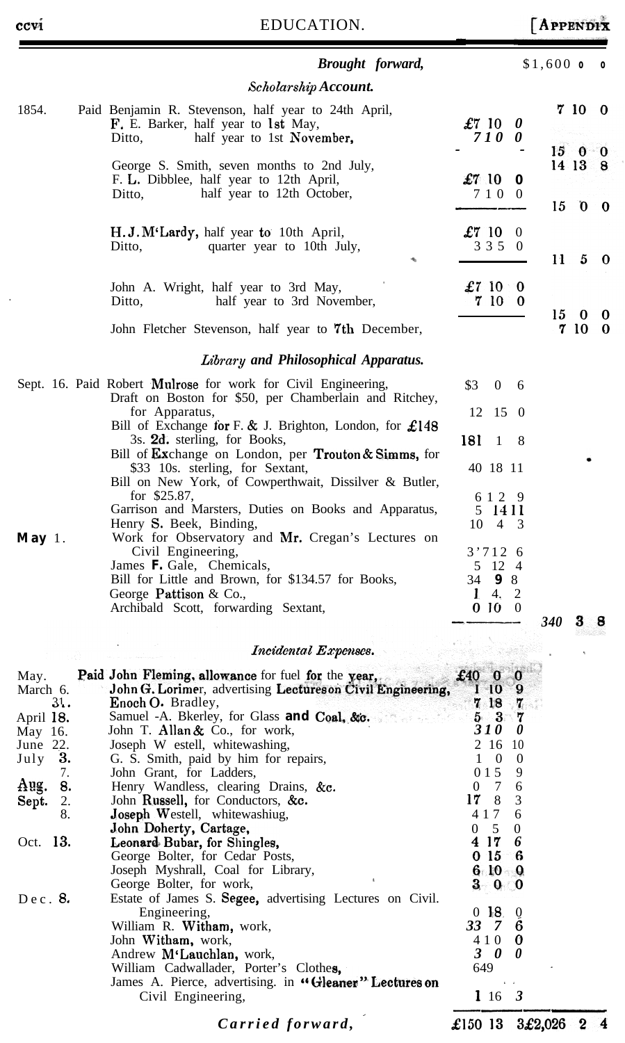| | | | |
|---|---|---|---|
| | ***Brought forward,*** | | $1,600 0 0 |
| | ***Scholarship Account.*** | | |
| 1854. | Paid Benjamin R. Stevenson, half year to 24th April, | | 7 10 0 |
| | F. E. Barker, half year to 1st May, | £7 10 0 | |
| | Ditto, half year to 1st November, | 7 10 0 | |
| | | | 15 0 0 |
| | George S. Smith, seven months to 2nd July, | | 14 13 8 |
| | F. L. Dibblee, half year to 12th April, | £7 10 0 | |
| | Ditto, half year to 12th October, | 7 10 0 | |
| | | | 15 0 0 |
| | H. J. M'Lardy, half year to 10th April, | £7 10 0 | |
| | Ditto, quarter year to 10th July, | 3 3 5 0 | |
| | | | 11 5 0 |
| | John A. Wright, half year to 3rd May, | £7 10 0 | |
| | Ditto, half year to 3rd November, | 7 10 0 | |
| | | | 15 0 0 |
| | John Fletcher Stevenson, half year to 7th December, | | 7 10 0 |
| | ***Library and Philosophical Apparatus.*** | | |
| Sept. 16. | Paid Robert Mulrose for work for Civil Engineering, | $3 0 6 | |
| | Draft on Boston for $50, per Chamberlain and Ritchey, for Apparatus, | 12 15 0 | |
| | Bill of Exchange for F. & J. Brighton, London, for £148 3s. 2d. sterling, for Books, | 181 1 8 | |
| | Bill of Exchange on London, per Trouton & Simms, for $33 10s. sterling, for Sextant, | 40 18 11 | |
| | Bill on New York, of Cowperthwait, Dissilver & Butler, for $25.87, | 6 12 9 | |
| | Garrison and Marsters, Duties on Books and Apparatus, | 5 14 11 | |
| | Henry S. Beek, Binding, | 10 4 3 | |
| May 1. | Work for Observatory and Mr. Cregan's Lectures on Civil Engineering, | 3'7 12 6 | |
| | James F. Gale, Chemicals, | 5 12 4 | |
| | Bill for Little and Brown, for $134.57 for Books, | 34 9 8 | |
| | George Pattison & Co., | 1 4 2 | |
| | Archibald Scott, forwarding Sextant, | 0 10 0 | |
| | | | 340 3 8 |
| | ***Incidental Expenses.*** | | |
| May. | Paid John Fleming, allowance for fuel for the year, | £40 0 0 | |
| March 6. | John G. Lorimer, advertising Lectures on Civil Engineering, | 1 10 9 | |
| 31. | Enoch O. Bradley, | 7 18 7 | |
| April 18. | Samuel A. Bkerley, for Glass and Coal, &c. | 5 3 7 | |
| May 16. | John T. Allan & Co., for work, | 3 10 0 | |
| June 22. | Joseph W estell, whitewashing, | 2 16 10 | |
| July 3. | G. S. Smith, paid by him for repairs, | 1 0 0 | |
| 7. | John Grant, for Ladders, | 0 15 9 | |
| Aug. 8. | Henry Wandless, clearing Drains, &c. | 0 7 6 | |
| Sept. 2. | John Russell, for Conductors, &c. | 17 8 3 | |
| 8. | Joseph Westell, whitewashiug, | 4 17 6 | |
| | John Doherty, Cartage, | 0 5 0 | |
| Oct. 13. | Leonard Bubar, for Shingles, | 4 17 6 | |
| | George Bolter, for Cedar Posts, | 0 15 6 | |
| | Joseph Myshrall, Coal for Library, | 6 10 0 | |
| | George Bolter, for work, | 3 0 0 | |
| Dec. 8. | Estate of James S. Segee, advertising Lectures on Civil Engineering, | 0 18 0 | |
| | William R. Witham, work, | 33 7 6 | |
| | John Witham, work, | 4 10 0 | |
| | Andrew M'Lauchlan, work, | 3 0 0 | |
| | William Cadwallader, Porter's Clothes, | 6 4 9 | |
| | James A. Pierce, advertising. in "Gleaner" Lectures on Civil Engineering, | 1 16 3 | |
| | ***Carried forward,*** | £150 13 3 | £2,026 2 4 |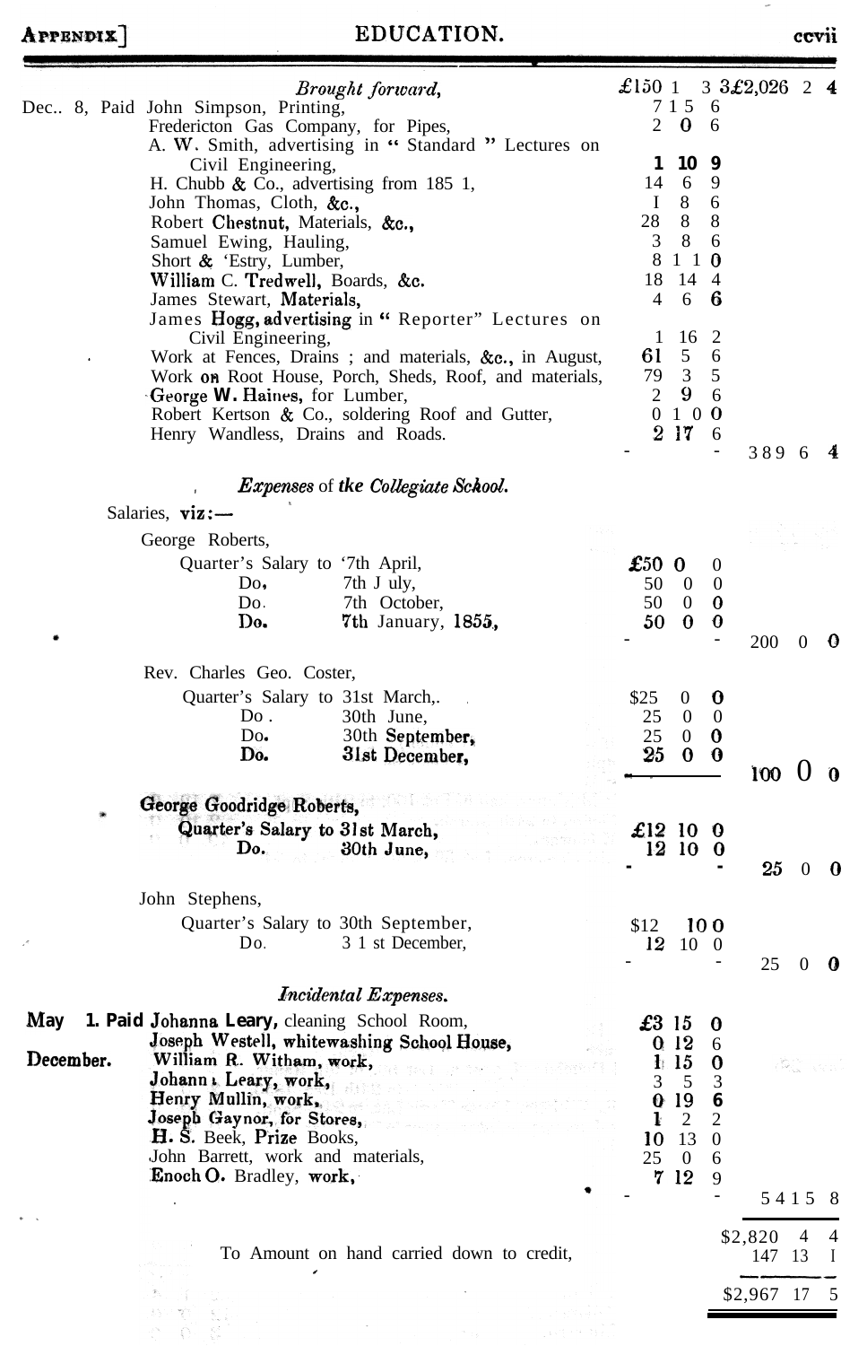*Brought forward,* £150 1 3 £2,026 2 4

| | | | |
|---|---|---|---|
| Dec. 8, Paid John Simpson, Printing, | 7 15 6 | | |
| Fredericton Gas Company, for Pipes, | 2 0 6 | | |
| A. W. Smith, advertising in "Standard" Lectures on Civil Engineering, | 1 10 9 | | |
| H. Chubb & Co., advertising from 1851, | 14 6 9 | | |
| John Thomas, Cloth, &c., | 1 8 6 | | |
| Robert Chestnut, Materials, &c., | 28 8 8 | | |
| Samuel Ewing, Hauling, | 3 8 6 | | |
| Short & 'Estry, Lumber, | 8 1 10 | | |
| William C. Tredwell, Boards, &c. | 18 14 4 | | |
| James Stewart, Materials, | 4 6 6 | | |
| James Hogg, advertising in "Reporter" Lectures on Civil Engineering, | 1 16 2 | | |
| Work at Fences, Drains ; and materials, &c., in August, | 61 5 6 | | |
| Work on Root House, Porch, Sheds, Roof, and materials, | 79 3 5 | | |
| George W. Haines, for Lumber, | 2 9 6 | | |
| Robert Kertson & Co., soldering Roof and Gutter, | 0 10 0 | | |
| Henry Wandless, Drains and Roads. | 2 17 6 | | |
| | | 389 6 4 | |

### *Expenses of the Collegiate School.*

Salaries, viz:—

| | | |
|---|---|---|
| George Roberts, | | |
| Quarter's Salary to 7th April, | £50 0 0 | |
| Do, 7th July, | 50 0 0 | |
| Do. 7th October, | 50 0 0 | |
| Do. 7th January, 1855, | 50 0 0 | |
| | | 200 0 0 |
| Rev. Charles Geo. Coster, | | |
| Quarter's Salary to 31st March, | $25 0 0 | |
| Do. 30th June, | 25 0 0 | |
| Do. 30th September, | 25 0 0 | |
| Do. 31st December, | 25 0 0 | |
| | | 100 0 0 |
| George Goodridge Roberts, | | |
| Quarter's Salary to 31st March, | £12 10 0 | |
| Do. 30th June, | 12 10 0 | |
| | | 25 0 0 |
| John Stephens, | | |
| Quarter's Salary to 30th September, | $12 10 0 | |
| Do. 31st December, | 12 10 0 | |
| | | 25 0 0 |

### *Incidental Expenses.*

| | | |
|---|---|---|
| May 1. Paid Johanna Leary, cleaning School Room, | £3 15 0 | |
| Joseph Westell, whitewashing School House, | 0 12 6 | |
| December. William R. Witham, work, | 1 15 0 | |
| Johanna Leary, work, | 3 5 3 | |
| Henry Mullin, work, | 0 19 6 | |
| Joseph Gaynor, for Stores, | 1 2 2 | |
| H. S. Beek, Prize Books, | 10 13 0 | |
| John Barrett, work and materials, | 25 0 6 | |
| Enoch O. Bradley, work, | 7 12 9 | |
| | | 54 15 8 |
| | | $2,820 4 4 |
| To Amount on hand carried down to credit, | | 147 13 1 |
| | | $2,967 17 5 |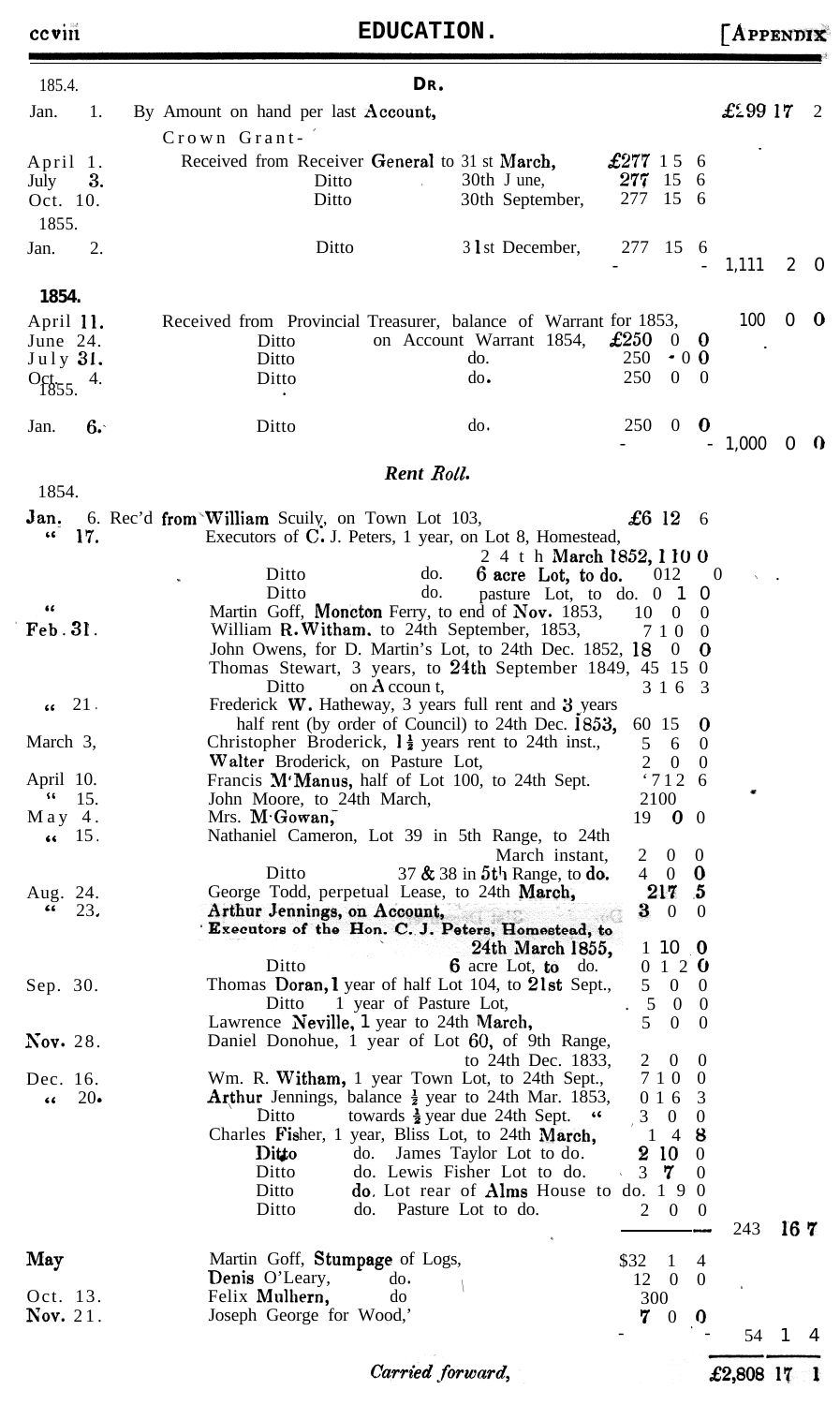# EDUCATION.

| 1854. | | Dr. | | |
|---|---|---|---|---|
| Jan. 1. | By Amount on hand per last Account, | | | £299 17 2 |
| | Crown Grant— | | | |
| April 1. | Received from Receiver General to 31st March, | | £277 15 6 | |
| July 3. | Ditto | 30th June, | 277 15 6 | |
| Oct. 10. | Ditto | 30th September, | 277 15 6 | |
| 1855. | | | | |
| Jan. 2. | Ditto | 31st December, | 277 15 6 | 1,111 2 0 |
| 1854. | | | | |
| April 11. | Received from Provincial Treasurer, balance of Warrant for 1853, | | | 100 0 0 |
| June 24. | Ditto | on Account Warrant 1854, | £250 0 0 | |
| July 31. | Ditto | do. | 250 0 0 | |
| Oct. 4. | Ditto | do. | 250 0 0 | |
| 1855. | | | | |
| Jan. 6. | Ditto | do. | 250 0 0 | 1,000 0 0 |

## *Rent Roll.*

| 1854. | | | |
|---|---|---|---|
| Jan. 6. | Rec'd from William Scuily, on Town Lot 103, | £6 12 6 | |
| " 17. | Executors of C. J. Peters, 1 year, on Lot 8, Homestead, 24th March 1852, | 1 10 0 | |
| | Ditto do. 6 acre Lot, to do. | 0 12 0 | |
| | Ditto do. pasture Lot, to do. | 0 1 0 | |
| " | Martin Goff, Moncton Ferry, to end of Nov. 1853, | 10 0 0 | |
| Feb. 31. | William R. Witham, to 24th September, 1853, | 7 10 0 | |
| | John Owens, for D. Martin's Lot, to 24th Dec. 1852, | 18 0 0 | |
| | Thomas Stewart, 3 years, to 24th September 1849, | 45 15 0 | |
| | Ditto on Account, | 3 16 3 | |
| " 21. | Frederick W. Hatheway, 3 years full rent and 3 years half rent (by order of Council) to 24th Dec. 1853, | 60 15 0 | |
| March 3, | Christopher Broderick, 1½ years rent to 24th inst., | 5 6 0 | |
| | Walter Broderick, on Pasture Lot, | 2 0 0 | |
| April 10. | Francis M'Manus, half of Lot 100, to 24th Sept. | 7 12 6 | |
| " 15. | John Moore, to 24th March, | 2 10 0 | |
| May 4. | Mrs. M'Gowan, | 19 0 0 | |
| " 15. | Nathaniel Cameron, Lot 39 in 5th Range, to 24th March instant, | 2 0 0 | |
| | Ditto 37 & 38 in 5th Range, to do. | 4 0 0 | |
| Aug. 24. | George Todd, perpetual Lease, to 24th March, | 2 17 5 | |
| " 23. | Arthur Jennings, on Account, | 3 0 0 | |
| | Executors of the Hon. C. J. Peters, Homestead, to 24th March 1855, | 1 10 0 | |
| | Ditto 6 acre Lot, to do. | 0 12 0 | |
| Sep. 30. | Thomas Doran, 1 year of half Lot 104, to 21st Sept., | 5 0 0 | |
| | Ditto 1 year of Pasture Lot, | 5 0 0 | |
| | Lawrence Neville, 1 year to 24th March, | 5 0 0 | |
| Nov. 28. | Daniel Donohue, 1 year of Lot 60, of 9th Range, to 24th Dec. 1833, | 2 0 0 | |
| Dec. 16. | Wm. R. Witham, 1 year Town Lot, to 24th Sept., | 7 10 0 | |
| " 20. | Arthur Jennings, balance ½ year to 24th Mar. 1853, | 0 16 3 | |
| | Ditto towards ½ year due 24th Sept. " | 3 0 0 | |
| | Charles Fisher, 1 year, Bliss Lot, to 24th March, | 1 4 8 | |
| | Ditto do. James Taylor Lot to do. | 2 10 0 | |
| | Ditto do. Lewis Fisher Lot to do. | 3 7 0 | |
| | Ditto do. Lot rear of Alms House to do. | 1 9 0 | |
| | Ditto do. Pasture Lot to do. | 2 0 0 | 243 16 7 |
| May | Martin Goff, Stumpage of Logs, | $32 1 4 | |
| | Denis O'Leary, do. | 12 0 0 | |
| Oct. 13. | Felix Mulhern, do | 3 0 0 | |
| Nov. 21. | Joseph George for Wood, | 7 0 0 | 54 1 4 |
| | *Carried forward,* | | £2,808 17 1 |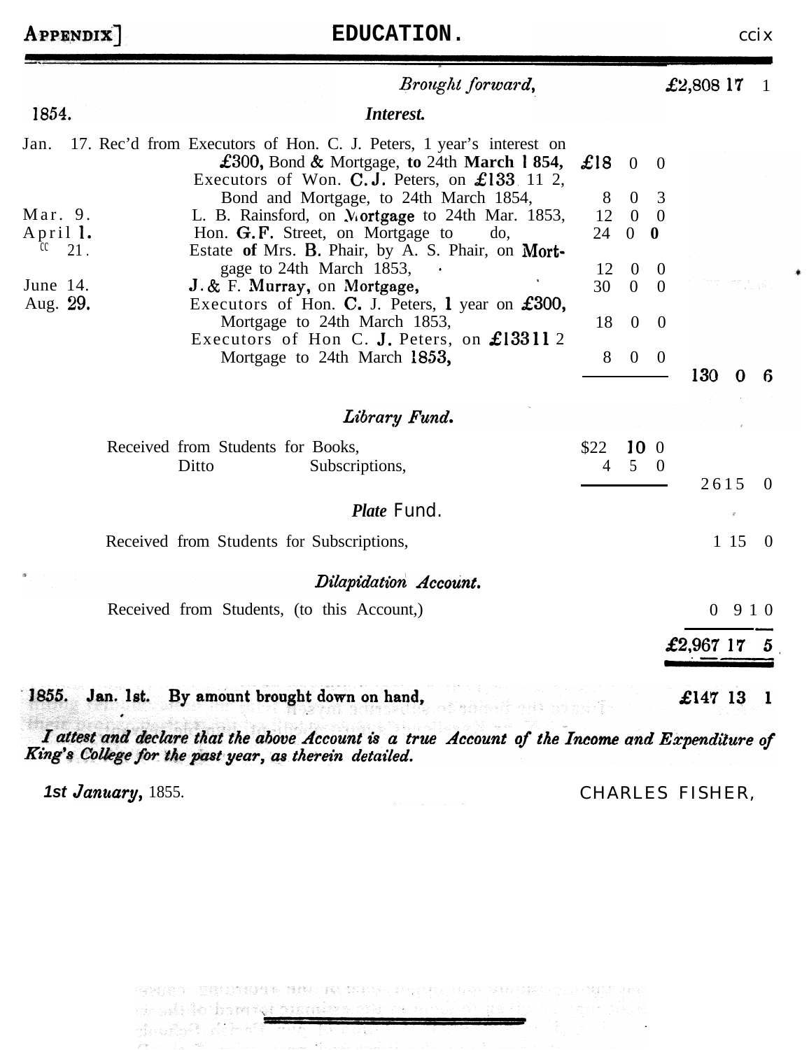| | | | |
|---|---|---|---|
| | *Brought forward,* | | £2,808 17 1 |
| **1854.** | ***Interest.*** | | |
| Jan. 17. | Rec'd from Executors of Hon. C. J. Peters, 1 year's interest on £300, Bond & Mortgage, to 24th March 1854, | £18 0 0 | |
| | Executors of Won. C. J. Peters, on £133 11 2, Bond and Mortgage, to 24th March 1854, | 8 0 3 | |
| Mar. 9. | L. B. Rainsford, on Mortgage to 24th Mar. 1853, | 12 0 0 | |
| April 1. | Hon. G. F. Street, on Mortgage to do, | 24 0 0 | |
| " 21. | Estate of Mrs. B. Phair, by A. S. Phair, on Mortgage to 24th March 1853, | 12 0 0 | |
| June 14. | J. & F. Murray, on Mortgage, | 30 0 0 | |
| Aug. 29. | Executors of Hon. C. J. Peters, 1 year on £300, Mortgage to 24th March 1853, | 18 0 0 | |
| | Executors of Hon C. J. Peters, on £133 11 2 Mortgage to 24th March 1853, | 8 0 0 | |
| | | | 130 0 6 |
| | ***Library Fund.*** | | |
| | Received from Students for Books, | $22 10 0 | |
| | Ditto Subscriptions, | 4 5 0 | |
| | | | 26 15 0 |
| | ***Plate Fund.*** | | |
| | Received from Students for Subscriptions, | | 1 15 0 |
| | ***Dilapidation Account.*** | | |
| | Received from Students, (to this Account,) | | 0 9 10 |
| | | | £2,967 17 5 |

**1855. Jan. 1st. By amount brought down on hand, £147 13 1**

***I attest and declare that the above Account is a true Account of the Income and Expenditure of King's College for the past year, as therein detailed.***

*1st January,* 1855.

CHARLES FISHER,